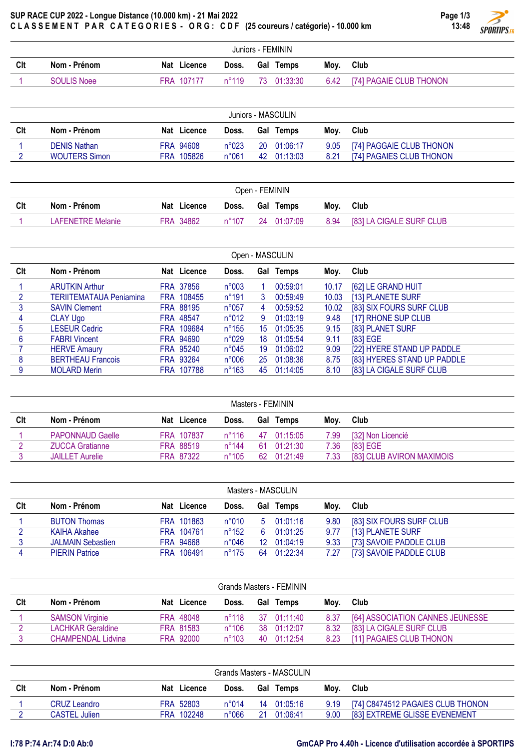# SUP RACE CUP 2022 - Longue Distance (10.000 km) - 21 Mai 2022

**C L A S S E M E N T   P A R   C A T E G O R I E S -   O R G :   C D F   (25 coureurs / catégorie) - 10.000 km**

## Juniors - FEMININ

| Clt | Nom - Prénom | Nat | Licence | Doss. | Gal | Temps | Moy. | Club |
|---|---|---|---|---|---|---|---|---|
| 1 | SOULIS Noee | FRA | 107177 | n°119 | 73 | 01:33:30 | 6.42 | [74] PAGAIE CLUB THONON |

## Juniors - MASCULIN

| Clt | Nom - Prénom | Nat | Licence | Doss. | Gal | Temps | Moy. | Club |
|---|---|---|---|---|---|---|---|---|
| 1 | DENIS Nathan | FRA | 94608 | n°023 | 20 | 01:06:17 | 9.05 | [74] PAGGAIE CLUB THONON |
| 2 | WOUTERS Simon | FRA | 105826 | n°061 | 42 | 01:13:03 | 8.21 | [74] PAGAIES CLUB THONON |

## Open - FEMININ

| Clt | Nom - Prénom | Nat | Licence | Doss. | Gal | Temps | Moy. | Club |
|---|---|---|---|---|---|---|---|---|
| 1 | LAFENETRE Melanie | FRA | 34862 | n°107 | 24 | 01:07:09 | 8.94 | [83] LA CIGALE SURF CLUB |

## Open - MASCULIN

| Clt | Nom - Prénom | Nat | Licence | Doss. | Gal | Temps | Moy. | Club |
|---|---|---|---|---|---|---|---|---|
| 1 | ARUTKIN Arthur | FRA | 37856 | n°003 | 1 | 00:59:01 | 10.17 | [62] LE GRAND HUIT |
| 2 | TERIITEMATAUA Peniamina | FRA | 108455 | n°191 | 3 | 00:59:49 | 10.03 | [13] PLANETE SURF |
| 3 | SAVIN Clement | FRA | 88195 | n°057 | 4 | 00:59:52 | 10.02 | [83] SIX FOURS SURF CLUB |
| 4 | CLAY Ugo | FRA | 48547 | n°012 | 9 | 01:03:19 | 9.48 | [17] RHONE SUP CLUB |
| 5 | LESEUR Cedric | FRA | 109684 | n°155 | 15 | 01:05:35 | 9.15 | [83] PLANET SURF |
| 6 | FABRI Vincent | FRA | 94690 | n°029 | 18 | 01:05:54 | 9.11 | [83] EGE |
| 7 | HERVE Amaury | FRA | 95240 | n°045 | 19 | 01:06:02 | 9.09 | [22] HYERE STAND UP PADDLE |
| 8 | BERTHEAU Francois | FRA | 93264 | n°006 | 25 | 01:08:36 | 8.75 | [83] HYERES STAND UP PADDLE |
| 9 | MOLARD Merin | FRA | 107788 | n°163 | 45 | 01:14:05 | 8.10 | [83] LA CIGALE SURF CLUB |

## Masters - FEMININ

| Clt | Nom - Prénom | Nat | Licence | Doss. | Gal | Temps | Moy. | Club |
|---|---|---|---|---|---|---|---|---|
| 1 | PAPONNAUD Gaelle | FRA | 107837 | n°116 | 47 | 01:15:05 | 7.99 | [32] Non Licencié |
| 2 | ZUCCA Gratianne | FRA | 88519 | n°144 | 61 | 01:21:30 | 7.36 | [83] EGE |
| 3 | JAILLET Aurelie | FRA | 87322 | n°105 | 62 | 01:21:49 | 7.33 | [83] CLUB AVIRON MAXIMOIS |

## Masters - MASCULIN

| Clt | Nom - Prénom | Nat | Licence | Doss. | Gal | Temps | Moy. | Club |
|---|---|---|---|---|---|---|---|---|
| 1 | BUTON Thomas | FRA | 101863 | n°010 | 5 | 01:01:16 | 9.80 | [83] SIX FOURS SURF CLUB |
| 2 | KAIHA Akahee | FRA | 104761 | n°152 | 6 | 01:01:25 | 9.77 | [13] PLANETE SURF |
| 3 | JALMAIN Sebastien | FRA | 94668 | n°046 | 12 | 01:04:19 | 9.33 | [73] SAVOIE PADDLE CLUB |
| 4 | PIERIN Patrice | FRA | 106491 | n°175 | 64 | 01:22:34 | 7.27 | [73] SAVOIE PADDLE CLUB |

## Grands Masters - FEMININ

| Clt | Nom - Prénom | Nat | Licence | Doss. | Gal | Temps | Moy. | Club |
|---|---|---|---|---|---|---|---|---|
| 1 | SAMSON Virginie | FRA | 48048 | n°118 | 37 | 01:11:40 | 8.37 | [64] ASSOCIATION CANNES JEUNESSE |
| 2 | LACHKAR Geraldine | FRA | 81583 | n°106 | 38 | 01:12:07 | 8.32 | [83] LA CIGALE SURF CLUB |
| 3 | CHAMPENDAL Lidvina | FRA | 92000 | n°103 | 40 | 01:12:54 | 8.23 | [11] PAGAIES CLUB THONON |

## Grands Masters - MASCULIN

| Clt | Nom - Prénom | Nat | Licence | Doss. | Gal | Temps | Moy. | Club |
|---|---|---|---|---|---|---|---|---|
| 1 | CRUZ Leandro | FRA | 52803 | n°014 | 14 | 01:05:16 | 9.19 | [74] C8474512 PAGAIES CLUB THONON |
| 2 | CASTEL Julien | FRA | 102248 | n°066 | 21 | 01:06:41 | 9.00 | [83] EXTREME GLISSE EVENEMENT |

I:78 P:74 Ar:74 D:0 Ab:0

GmCAP Pro 4.40h - Licence d'utilisation accordée à SPORTIPS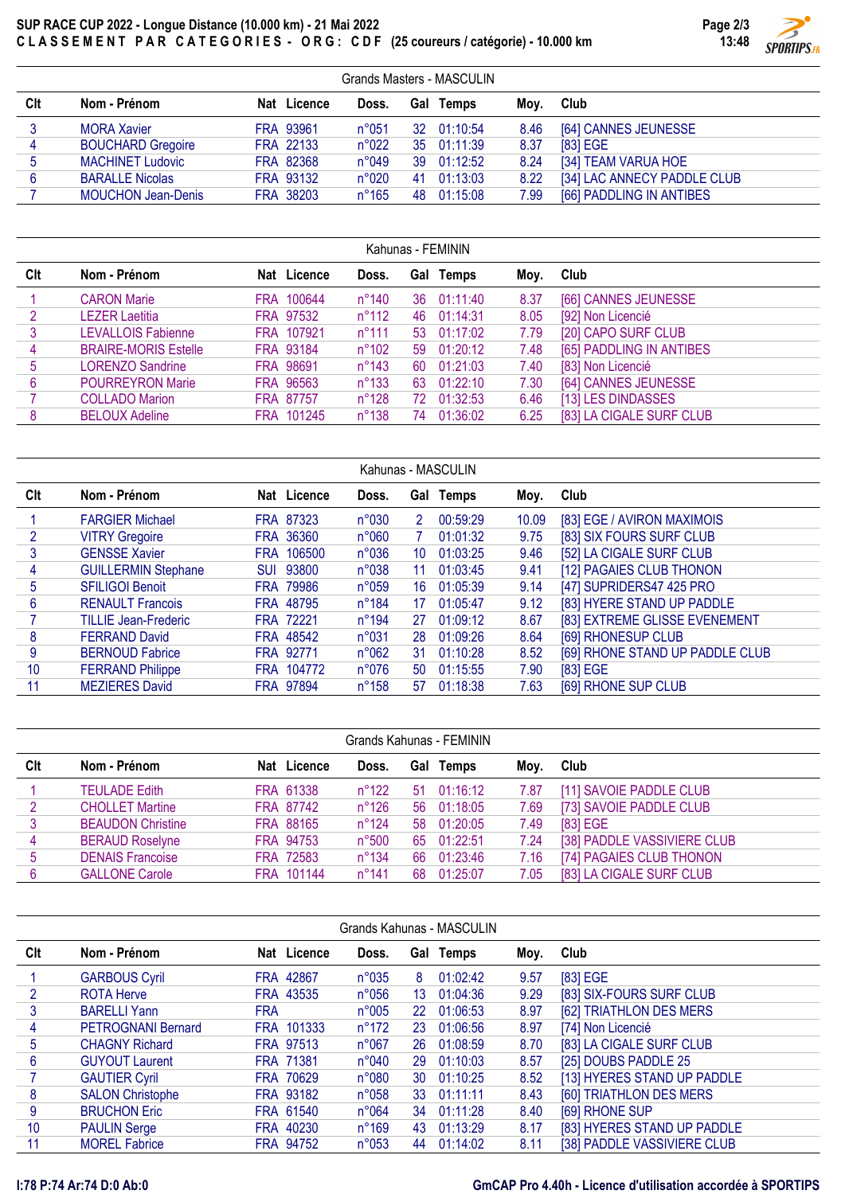# SUP RACE CUP 2022 - Longue Distance (10.000 km) - 21 Mai 2022

**CLASSEMENT PAR CATEGORIES - ORG: CDF (25 coureurs / catégorie) - 10.000 km**

## Grands Masters - MASCULIN

| Clt | Nom - Prénom | Nat | Licence | Doss. | Gal | Temps | Moy. | Club |
|---|---|---|---|---|---|---|---|---|
| 3 | MORA Xavier | FRA | 93961 | n°051 | 32 | 01:10:54 | 8.46 | [64] CANNES JEUNESSE |
| 4 | BOUCHARD Gregoire | FRA | 22133 | n°022 | 35 | 01:11:39 | 8.37 | [83] EGE |
| 5 | MACHINET Ludovic | FRA | 82368 | n°049 | 39 | 01:12:52 | 8.24 | [34] TEAM VARUA HOE |
| 6 | BARALLE Nicolas | FRA | 93132 | n°020 | 41 | 01:13:03 | 8.22 | [34] LAC ANNECY PADDLE CLUB |
| 7 | MOUCHON Jean-Denis | FRA | 38203 | n°165 | 48 | 01:15:08 | 7.99 | [66] PADDLING IN ANTIBES |

## Kahunas - FEMININ

| Clt | Nom - Prénom | Nat | Licence | Doss. | Gal | Temps | Moy. | Club |
|---|---|---|---|---|---|---|---|---|
| 1 | CARON Marie | FRA | 100644 | n°140 | 36 | 01:11:40 | 8.37 | [66] CANNES JEUNESSE |
| 2 | LEZER Laetitia | FRA | 97532 | n°112 | 46 | 01:14:31 | 8.05 | [92] Non Licencié |
| 3 | LEVALLOIS Fabienne | FRA | 107921 | n°111 | 53 | 01:17:02 | 7.79 | [20] CAPO SURF CLUB |
| 4 | BRAIRE-MORIS Estelle | FRA | 93184 | n°102 | 59 | 01:20:12 | 7.48 | [65] PADDLING IN ANTIBES |
| 5 | LORENZO Sandrine | FRA | 98691 | n°143 | 60 | 01:21:03 | 7.40 | [83] Non Licencié |
| 6 | POURREYRON Marie | FRA | 96563 | n°133 | 63 | 01:22:10 | 7.30 | [64] CANNES JEUNESSE |
| 7 | COLLADO Marion | FRA | 87757 | n°128 | 72 | 01:32:53 | 6.46 | [13] LES DINDASSES |
| 8 | BELOUX Adeline | FRA | 101245 | n°138 | 74 | 01:36:02 | 6.25 | [83] LA CIGALE SURF CLUB |

## Kahunas - MASCULIN

| Clt | Nom - Prénom | Nat | Licence | Doss. | Gal | Temps | Moy. | Club |
|---|---|---|---|---|---|---|---|---|
| 1 | FARGIER Michael | FRA | 87323 | n°030 | 2 | 00:59:29 | 10.09 | [83] EGE / AVIRON MAXIMOIS |
| 2 | VITRY Gregoire | FRA | 36360 | n°060 | 7 | 01:01:32 | 9.75 | [83] SIX FOURS SURF CLUB |
| 3 | GENSSE Xavier | FRA | 106500 | n°036 | 10 | 01:03:25 | 9.46 | [52] LA CIGALE SURF CLUB |
| 4 | GUILLERMIN Stephane | SUI | 93800 | n°038 | 11 | 01:03:45 | 9.41 | [12] PAGAIES CLUB THONON |
| 5 | SFILIGOI Benoit | FRA | 79986 | n°059 | 16 | 01:05:39 | 9.14 | [47] SUPRIDERS47 425 PRO |
| 6 | RENAULT Francois | FRA | 48795 | n°184 | 17 | 01:05:47 | 9.12 | [83] HYERE STAND UP PADDLE |
| 7 | TILLIE Jean-Frederic | FRA | 72221 | n°194 | 27 | 01:09:12 | 8.67 | [83] EXTREME GLISSE EVENEMENT |
| 8 | FERRAND David | FRA | 48542 | n°031 | 28 | 01:09:26 | 8.64 | [69] RHONESUP CLUB |
| 9 | BERNOUD Fabrice | FRA | 92771 | n°062 | 31 | 01:10:28 | 8.52 | [69] RHONE STAND UP PADDLE CLUB |
| 10 | FERRAND Philippe | FRA | 104772 | n°076 | 50 | 01:15:55 | 7.90 | [83] EGE |
| 11 | MEZIERES David | FRA | 97894 | n°158 | 57 | 01:18:38 | 7.63 | [69] RHONE SUP CLUB |

## Grands Kahunas - FEMININ

| Clt | Nom - Prénom | Nat | Licence | Doss. | Gal | Temps | Moy. | Club |
|---|---|---|---|---|---|---|---|---|
| 1 | TEULADE Edith | FRA | 61338 | n°122 | 51 | 01:16:12 | 7.87 | [11] SAVOIE PADDLE CLUB |
| 2 | CHOLLET Martine | FRA | 87742 | n°126 | 56 | 01:18:05 | 7.69 | [73] SAVOIE PADDLE CLUB |
| 3 | BEAUDON Christine | FRA | 88165 | n°124 | 58 | 01:20:05 | 7.49 | [83] EGE |
| 4 | BERAUD Roselyne | FRA | 94753 | n°500 | 65 | 01:22:51 | 7.24 | [38] PADDLE VASSIVIERE CLUB |
| 5 | DENAIS Francoise | FRA | 72583 | n°134 | 66 | 01:23:46 | 7.16 | [74] PAGAIES CLUB THONON |
| 6 | GALLONE Carole | FRA | 101144 | n°141 | 68 | 01:25:07 | 7.05 | [83] LA CIGALE SURF CLUB |

## Grands Kahunas - MASCULIN

| Clt | Nom - Prénom | Nat | Licence | Doss. | Gal | Temps | Moy. | Club |
|---|---|---|---|---|---|---|---|---|
| 1 | GARBOUS Cyril | FRA | 42867 | n°035 | 8 | 01:02:42 | 9.57 | [83] EGE |
| 2 | ROTA Herve | FRA | 43535 | n°056 | 13 | 01:04:36 | 9.29 | [83] SIX-FOURS SURF CLUB |
| 3 | BARELLI Yann | FRA | | n°005 | 22 | 01:06:53 | 8.97 | [62] TRIATHLON DES MERS |
| 4 | PETROGNANI Bernard | FRA | 101333 | n°172 | 23 | 01:06:56 | 8.97 | [74] Non Licencié |
| 5 | CHAGNY Richard | FRA | 97513 | n°067 | 26 | 01:08:59 | 8.70 | [83] LA CIGALE SURF CLUB |
| 6 | GUYOUT Laurent | FRA | 71381 | n°040 | 29 | 01:10:03 | 8.57 | [25] DOUBS PADDLE 25 |
| 7 | GAUTIER Cyril | FRA | 70629 | n°080 | 30 | 01:10:25 | 8.52 | [13] HYERES STAND UP PADDLE |
| 8 | SALON Christophe | FRA | 93182 | n°058 | 33 | 01:11:11 | 8.43 | [60] TRIATHLON DES MERS |
| 9 | BRUCHON Eric | FRA | 61540 | n°064 | 34 | 01:11:28 | 8.40 | [69] RHONE SUP |
| 10 | PAULIN Serge | FRA | 40230 | n°169 | 43 | 01:13:29 | 8.17 | [83] HYERES STAND UP PADDLE |
| 11 | MOREL Fabrice | FRA | 94752 | n°053 | 44 | 01:14:02 | 8.11 | [38] PADDLE VASSIVIERE CLUB |

I:78 P:74 Ar:74 D:0 Ab:0

GmCAP Pro 4.40h - Licence d'utilisation accordée à SPORTIPS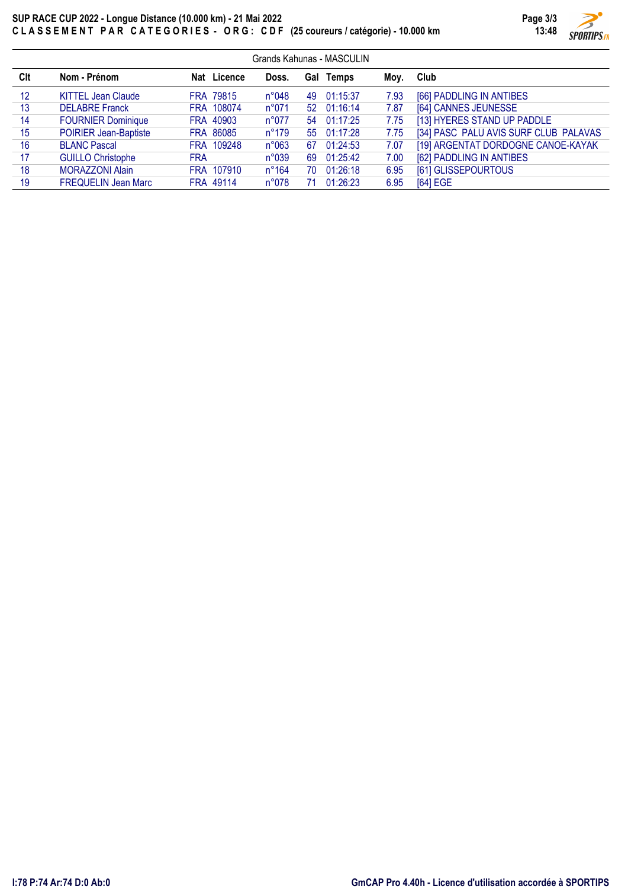SUP RACE CUP 2022 - Longue Distance (10.000 km) - 21 Mai 2022
CLASSEMENT PAR CATEGORIES - ORG: CDF (25 coureurs / catégorie) - 10.000 km

## Grands Kahunas - MASCULIN

| Clt | Nom - Prénom | Nat | Licence | Doss. | Gal | Temps | Moy. | Club |
|---|---|---|---|---|---|---|---|---|
| 12 | KITTEL Jean Claude | FRA | 79815 | n°048 | 49 | 01:15:37 | 7.93 | [66] PADDLING IN ANTIBES |
| 13 | DELABRE Franck | FRA | 108074 | n°071 | 52 | 01:16:14 | 7.87 | [64] CANNES JEUNESSE |
| 14 | FOURNIER Dominique | FRA | 40903 | n°077 | 54 | 01:17:25 | 7.75 | [13] HYERES STAND UP PADDLE |
| 15 | POIRIER Jean-Baptiste | FRA | 86085 | n°179 | 55 | 01:17:28 | 7.75 | [34] PASC PALU AVIS SURF CLUB PALAVAS |
| 16 | BLANC Pascal | FRA | 109248 | n°063 | 67 | 01:24:53 | 7.07 | [19] ARGENTAT DORDOGNE CANOE-KAYAK |
| 17 | GUILLO Christophe | FRA | | n°039 | 69 | 01:25:42 | 7.00 | [62] PADDLING IN ANTIBES |
| 18 | MORAZZONI Alain | FRA | 107910 | n°164 | 70 | 01:26:18 | 6.95 | [61] GLISSEPOURTOUS |
| 19 | FREQUELIN Jean Marc | FRA | 49114 | n°078 | 71 | 01:26:23 | 6.95 | [64] EGE |

I:78 P:74 Ar:74 D:0 Ab:0

GmCAP Pro 4.40h - Licence d'utilisation accordée à SPORTIPS